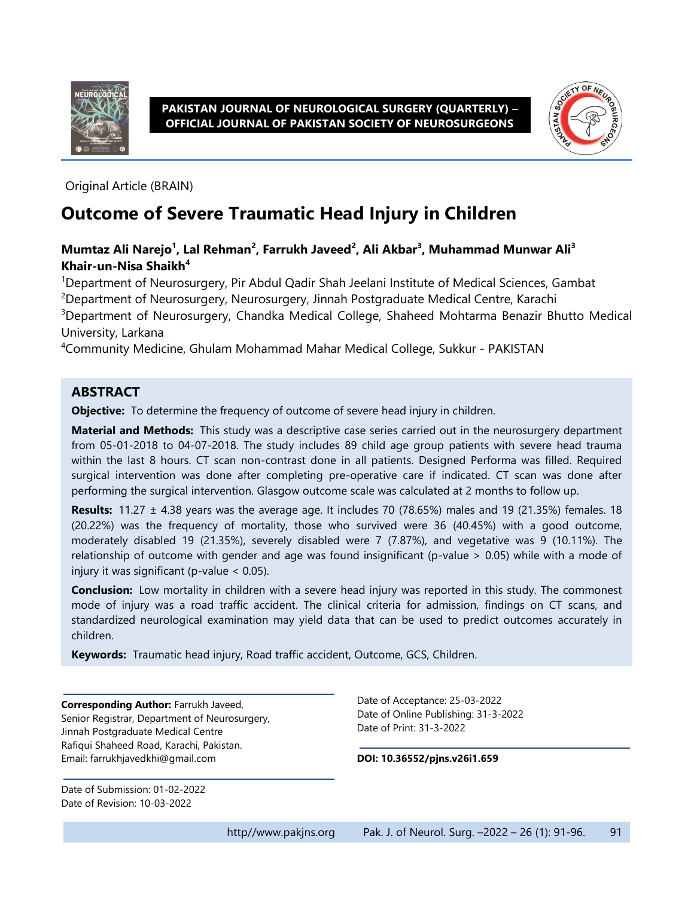PAKISTAN JOURNAL OF NEUROLOGICAL SURGERY (QUARTERLY) – OFFICIAL JOURNAL OF PAKISTAN SOCIETY OF NEUROSURGEONS

Original Article (BRAIN)

# Outcome of Severe Traumatic Head Injury in Children

**Mumtaz Ali Narejo[1], Lal Rehman[2], Farrukh Javeed[2], Ali Akbar[3], Muhammad Munwar Ali[3] Khair-un-Nisa Shaikh[4]**

[1]Department of Neurosurgery, Pir Abdul Qadir Shah Jeelani Institute of Medical Sciences, Gambat
[2]Department of Neurosurgery, Neurosurgery, Jinnah Postgraduate Medical Centre, Karachi
[3]Department of Neurosurgery, Chandka Medical College, Shaheed Mohtarma Benazir Bhutto Medical University, Larkana
[4]Community Medicine, Ghulam Mohammad Mahar Medical College, Sukkur - PAKISTAN

## ABSTRACT

**Objective:** To determine the frequency of outcome of severe head injury in children.

**Material and Methods:** This study was a descriptive case series carried out in the neurosurgery department from 05-01-2018 to 04-07-2018. The study includes 89 child age group patients with severe head trauma within the last 8 hours. CT scan non-contrast done in all patients. Designed Performa was filled. Required surgical intervention was done after completing pre-operative care if indicated. CT scan was done after performing the surgical intervention. Glasgow outcome scale was calculated at 2 months to follow up.

**Results:** 11.27 ± 4.38 years was the average age. It includes 70 (78.65%) males and 19 (21.35%) females. 18 (20.22%) was the frequency of mortality, those who survived were 36 (40.45%) with a good outcome, moderately disabled 19 (21.35%), severely disabled were 7 (7.87%), and vegetative was 9 (10.11%). The relationship of outcome with gender and age was found insignificant (p-value > 0.05) while with a mode of injury it was significant (p-value < 0.05).

**Conclusion:** Low mortality in children with a severe head injury was reported in this study. The commonest mode of injury was a road traffic accident. The clinical criteria for admission, findings on CT scans, and standardized neurological examination may yield data that can be used to predict outcomes accurately in children.

**Keywords:** Traumatic head injury, Road traffic accident, Outcome, GCS, Children.

**Corresponding Author:** Farrukh Javeed,
Senior Registrar, Department of Neurosurgery,
Jinnah Postgraduate Medical Centre
Rafiqui Shaheed Road, Karachi, Pakistan.
Email: farrukhjavedkhi@gmail.com

Date of Submission: 01-02-2022
Date of Revision: 10-03-2022

Date of Acceptance: 25-03-2022
Date of Online Publishing: 31-3-2022
Date of Print: 31-3-2022

**DOI: 10.36552/pjns.v26i1.659**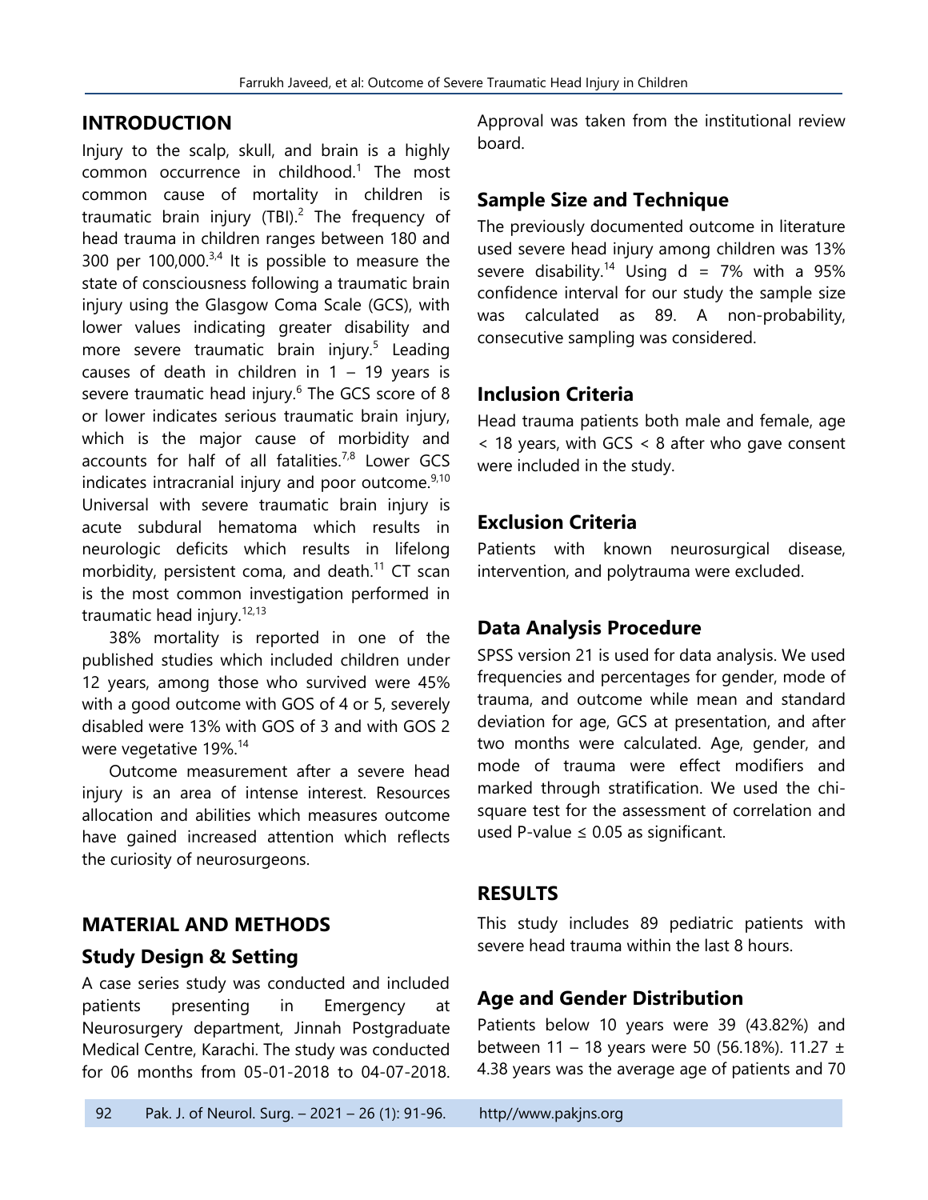## INTRODUCTION

Injury to the scalp, skull, and brain is a highly common occurrence in childhood.[1] The most common cause of mortality in children is traumatic brain injury (TBI).[2] The frequency of head trauma in children ranges between 180 and 300 per 100,000.[3,4] It is possible to measure the state of consciousness following a traumatic brain injury using the Glasgow Coma Scale (GCS), with lower values indicating greater disability and more severe traumatic brain injury.[5] Leading causes of death in children in 1 – 19 years is severe traumatic head injury.[6] The GCS score of 8 or lower indicates serious traumatic brain injury, which is the major cause of morbidity and accounts for half of all fatalities.[7,8] Lower GCS indicates intracranial injury and poor outcome.[9,10] Universal with severe traumatic brain injury is acute subdural hematoma which results in neurologic deficits which results in lifelong morbidity, persistent coma, and death.[11] CT scan is the most common investigation performed in traumatic head injury.[12,13]

38% mortality is reported in one of the published studies which included children under 12 years, among those who survived were 45% with a good outcome with GOS of 4 or 5, severely disabled were 13% with GOS of 3 and with GOS 2 were vegetative 19%.[14]

Outcome measurement after a severe head injury is an area of intense interest. Resources allocation and abilities which measures outcome have gained increased attention which reflects the curiosity of neurosurgeons.

## MATERIAL AND METHODS

### Study Design & Setting

A case series study was conducted and included patients presenting in Emergency at Neurosurgery department, Jinnah Postgraduate Medical Centre, Karachi. The study was conducted for 06 months from 05-01-2018 to 04-07-2018. Approval was taken from the institutional review board.

### Sample Size and Technique

The previously documented outcome in literature used severe head injury among children was 13% severe disability.[14] Using d = 7% with a 95% confidence interval for our study the sample size was calculated as 89. A non-probability, consecutive sampling was considered.

### Inclusion Criteria

Head trauma patients both male and female, age < 18 years, with GCS < 8 after who gave consent were included in the study.

### Exclusion Criteria

Patients with known neurosurgical disease, intervention, and polytrauma were excluded.

### Data Analysis Procedure

SPSS version 21 is used for data analysis. We used frequencies and percentages for gender, mode of trauma, and outcome while mean and standard deviation for age, GCS at presentation, and after two months were calculated. Age, gender, and mode of trauma were effect modifiers and marked through stratification. We used the chi-square test for the assessment of correlation and used P-value ≤ 0.05 as significant.

## RESULTS

This study includes 89 pediatric patients with severe head trauma within the last 8 hours.

### Age and Gender Distribution

Patients below 10 years were 39 (43.82%) and between 11 – 18 years were 50 (56.18%). 11.27 ± 4.38 years was the average age of patients and 70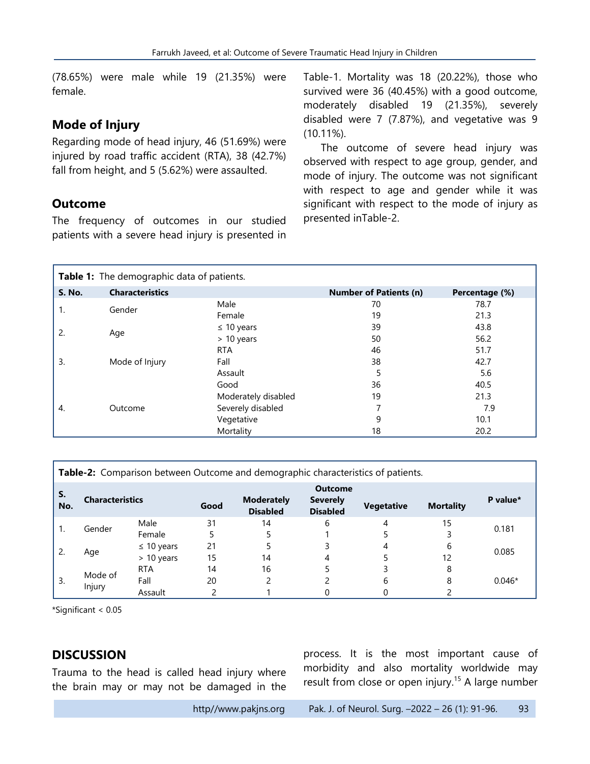(78.65%) were male while 19 (21.35%) were female.

## Mode of Injury

Regarding mode of head injury, 46 (51.69%) were injured by road traffic accident (RTA), 38 (42.7%) fall from height, and 5 (5.62%) were assaulted.

## Outcome

The frequency of outcomes in our studied patients with a severe head injury is presented in Table-1. Mortality was 18 (20.22%), those who survived were 36 (40.45%) with a good outcome, moderately disabled 19 (21.35%), severely disabled were 7 (7.87%), and vegetative was 9 (10.11%).

The outcome of severe head injury was observed with respect to age group, gender, and mode of injury. The outcome was not significant with respect to age and gender while it was significant with respect to the mode of injury as presented inTable-2.

**Table 1:** The demographic data of patients.

| S. No. | Characteristics | | Number of Patients (n) | Percentage (%) |
|---|---|---|---|---|
| 1. | Gender | Male | 70 | 78.7 |
| | | Female | 19 | 21.3 |
| 2. | Age | ≤ 10 years | 39 | 43.8 |
| | | > 10 years | 50 | 56.2 |
| 3. | Mode of Injury | RTA | 46 | 51.7 |
| | | Fall | 38 | 42.7 |
| | | Assault | 5 | 5.6 |
| 4. | Outcome | Good | 36 | 40.5 |
| | | Moderately disabled | 19 | 21.3 |
| | | Severely disabled | 7 | 7.9 |
| | | Vegetative | 9 | 10.1 |
| | | Mortality | 18 | 20.2 |

**Table-2:** Comparison between Outcome and demographic characteristics of patients.

| S. No. | Characteristics | | Outcome | | | | | P value* |
|---|---|---|---|---|---|---|---|---|
| | | | Good | Moderately Disabled | Severely Disabled | Vegetative | Mortality | |
| 1. | Gender | Male | 31 | 14 | 6 | 4 | 15 | 0.181 |
| | | Female | 5 | 5 | 1 | 5 | 3 | |
| 2. | Age | ≤ 10 years | 21 | 5 | 3 | 4 | 6 | 0.085 |
| | | > 10 years | 15 | 14 | 4 | 5 | 12 | |
| 3. | Mode of Injury | RTA | 14 | 16 | 5 | 3 | 8 | 0.046* |
| | | Fall | 20 | 2 | 2 | 6 | 8 | |
| | | Assault | 2 | 1 | 0 | 0 | 2 | |

*Significant < 0.05

## DISCUSSION

Trauma to the head is called head injury where the brain may or may not be damaged in the process. It is the most important cause of morbidity and also mortality worldwide may result from close or open injury.[15] A large number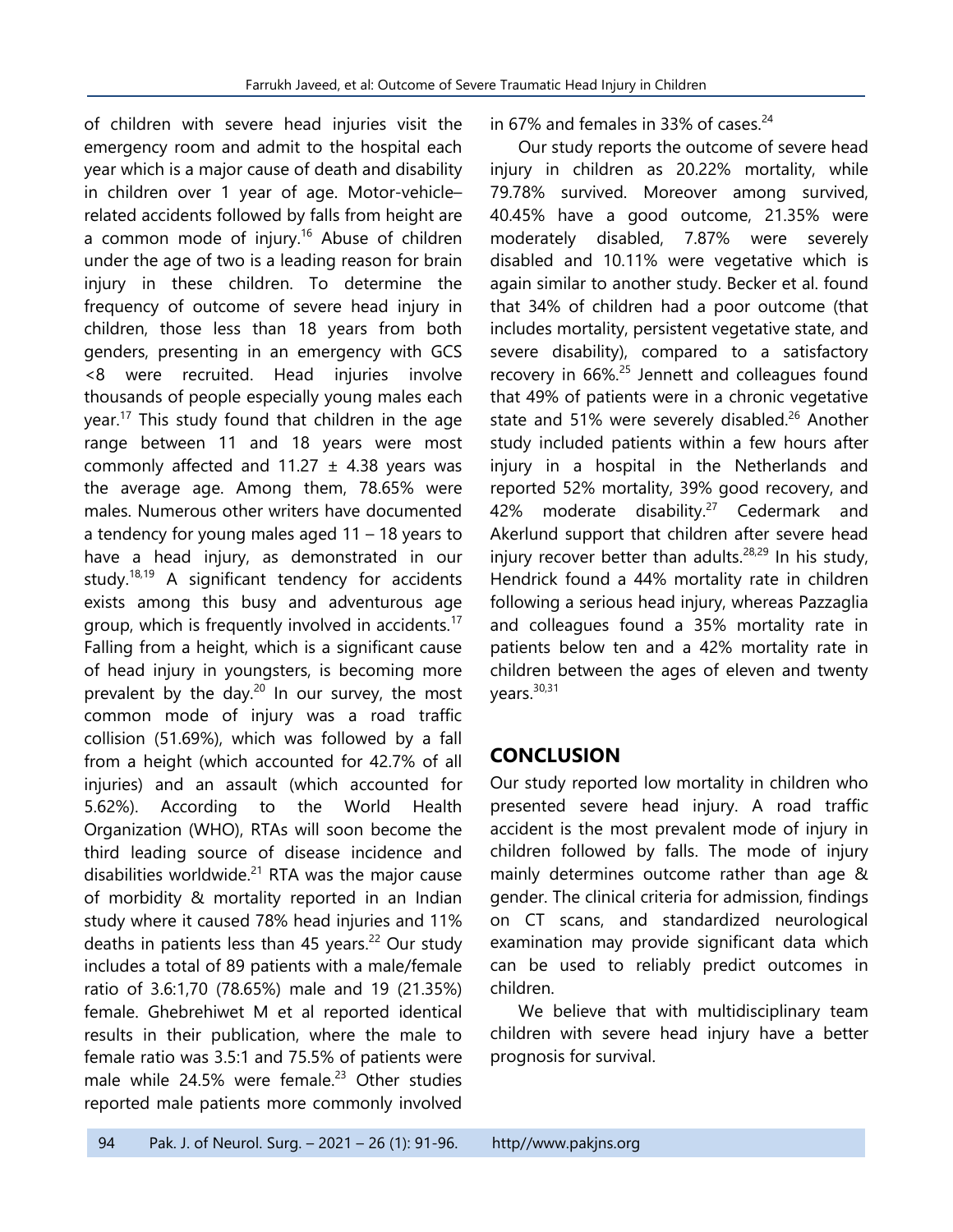of children with severe head injuries visit the emergency room and admit to the hospital each year which is a major cause of death and disability in children over 1 year of age. Motor-vehicle–related accidents followed by falls from height are a common mode of injury.[16] Abuse of children under the age of two is a leading reason for brain injury in these children. To determine the frequency of outcome of severe head injury in children, those less than 18 years from both genders, presenting in an emergency with GCS <8 were recruited. Head injuries involve thousands of people especially young males each year.[17] This study found that children in the age range between 11 and 18 years were most commonly affected and 11.27 ± 4.38 years was the average age. Among them, 78.65% were males. Numerous other writers have documented a tendency for young males aged 11 – 18 years to have a head injury, as demonstrated in our study.[18,19] A significant tendency for accidents exists among this busy and adventurous age group, which is frequently involved in accidents.[17] Falling from a height, which is a significant cause of head injury in youngsters, is becoming more prevalent by the day.[20] In our survey, the most common mode of injury was a road traffic collision (51.69%), which was followed by a fall from a height (which accounted for 42.7% of all injuries) and an assault (which accounted for 5.62%). According to the World Health Organization (WHO), RTAs will soon become the third leading source of disease incidence and disabilities worldwide.[21] RTA was the major cause of morbidity & mortality reported in an Indian study where it caused 78% head injuries and 11% deaths in patients less than 45 years.[22] Our study includes a total of 89 patients with a male/female ratio of 3.6:1,70 (78.65%) male and 19 (21.35%) female. Ghebrehiwet M et al reported identical results in their publication, where the male to female ratio was 3.5:1 and 75.5% of patients were male while 24.5% were female.[23] Other studies reported male patients more commonly involved in 67% and females in 33% of cases.[24]

Our study reports the outcome of severe head injury in children as 20.22% mortality, while 79.78% survived. Moreover among survived, 40.45% have a good outcome, 21.35% were moderately disabled, 7.87% were severely disabled and 10.11% were vegetative which is again similar to another study. Becker et al. found that 34% of children had a poor outcome (that includes mortality, persistent vegetative state, and severe disability), compared to a satisfactory recovery in 66%.[25] Jennett and colleagues found that 49% of patients were in a chronic vegetative state and 51% were severely disabled.[26] Another study included patients within a few hours after injury in a hospital in the Netherlands and reported 52% mortality, 39% good recovery, and 42% moderate disability.[27] Cedermark and Akerlund support that children after severe head injury recover better than adults.[28,29] In his study, Hendrick found a 44% mortality rate in children following a serious head injury, whereas Pazzaglia and colleagues found a 35% mortality rate in patients below ten and a 42% mortality rate in children between the ages of eleven and twenty years.[30,31]

## CONCLUSION

Our study reported low mortality in children who presented severe head injury. A road traffic accident is the most prevalent mode of injury in children followed by falls. The mode of injury mainly determines outcome rather than age & gender. The clinical criteria for admission, findings on CT scans, and standardized neurological examination may provide significant data which can be used to reliably predict outcomes in children.

We believe that with multidisciplinary team children with severe head injury have a better prognosis for survival.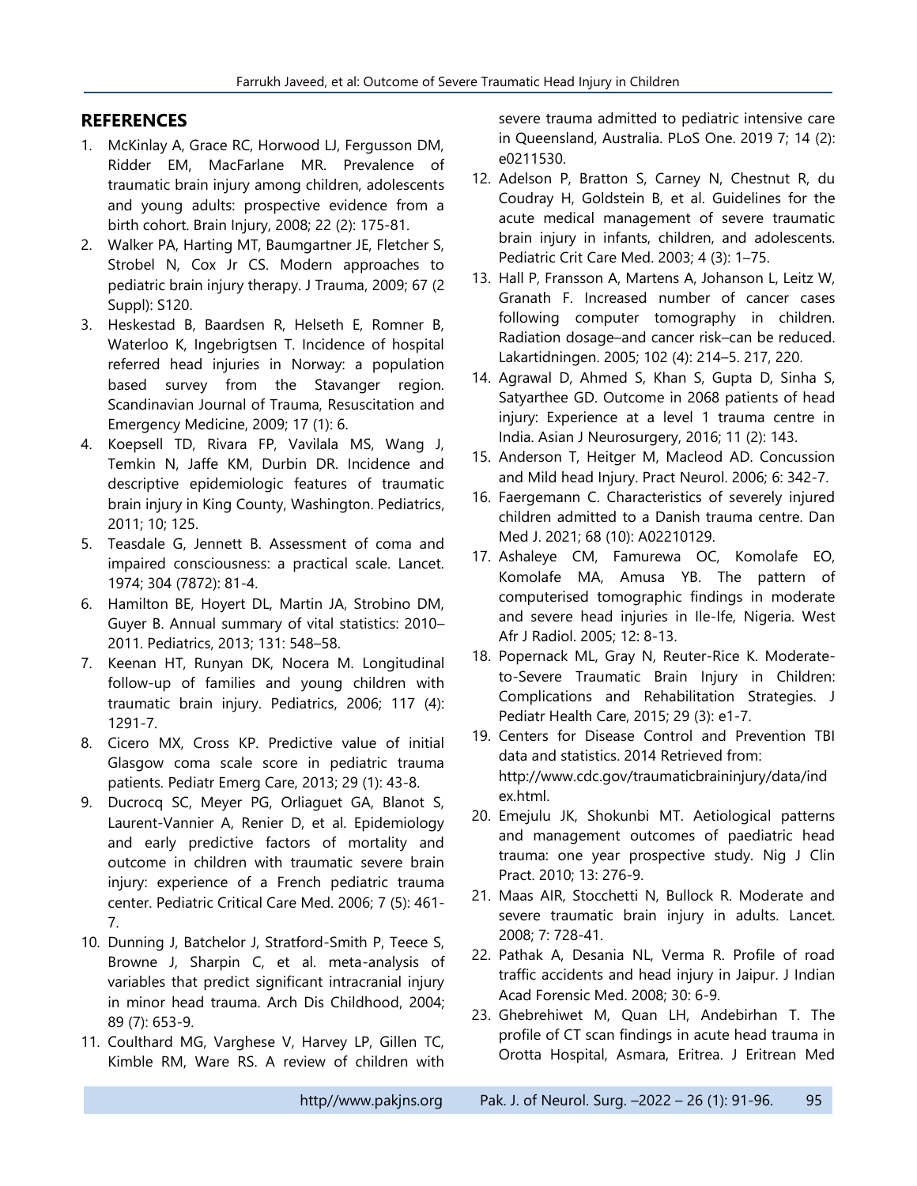## REFERENCES

1. McKinlay A, Grace RC, Horwood LJ, Fergusson DM, Ridder EM, MacFarlane MR. Prevalence of traumatic brain injury among children, adolescents and young adults: prospective evidence from a birth cohort. Brain Injury, 2008; 22 (2): 175-81.
2. Walker PA, Harting MT, Baumgartner JE, Fletcher S, Strobel N, Cox Jr CS. Modern approaches to pediatric brain injury therapy. J Trauma, 2009; 67 (2 Suppl): S120.
3. Heskestad B, Baardsen R, Helseth E, Romner B, Waterloo K, Ingebrigtsen T. Incidence of hospital referred head injuries in Norway: a population based survey from the Stavanger region. Scandinavian Journal of Trauma, Resuscitation and Emergency Medicine, 2009; 17 (1): 6.
4. Koepsell TD, Rivara FP, Vavilala MS, Wang J, Temkin N, Jaffe KM, Durbin DR. Incidence and descriptive epidemiologic features of traumatic brain injury in King County, Washington. Pediatrics, 2011; 10; 125.
5. Teasdale G, Jennett B. Assessment of coma and impaired consciousness: a practical scale. Lancet. 1974; 304 (7872): 81-4.
6. Hamilton BE, Hoyert DL, Martin JA, Strobino DM, Guyer B. Annual summary of vital statistics: 2010–2011. Pediatrics, 2013; 131: 548–58.
7. Keenan HT, Runyan DK, Nocera M. Longitudinal follow-up of families and young children with traumatic brain injury. Pediatrics, 2006; 117 (4): 1291-7.
8. Cicero MX, Cross KP. Predictive value of initial Glasgow coma scale score in pediatric trauma patients. Pediatr Emerg Care, 2013; 29 (1): 43-8.
9. Ducrocq SC, Meyer PG, Orliaguet GA, Blanot S, Laurent-Vannier A, Renier D, et al. Epidemiology and early predictive factors of mortality and outcome in children with traumatic severe brain injury: experience of a French pediatric trauma center. Pediatric Critical Care Med. 2006; 7 (5): 461-7.
10. Dunning J, Batchelor J, Stratford-Smith P, Teece S, Browne J, Sharpin C, et al. meta-analysis of variables that predict significant intracranial injury in minor head trauma. Arch Dis Childhood, 2004; 89 (7): 653-9.
11. Coulthard MG, Varghese V, Harvey LP, Gillen TC, Kimble RM, Ware RS. A review of children with severe trauma admitted to pediatric intensive care in Queensland, Australia. PLoS One. 2019 7; 14 (2): e0211530.
12. Adelson P, Bratton S, Carney N, Chestnut R, du Coudray H, Goldstein B, et al. Guidelines for the acute medical management of severe traumatic brain injury in infants, children, and adolescents. Pediatric Crit Care Med. 2003; 4 (3): 1–75.
13. Hall P, Fransson A, Martens A, Johanson L, Leitz W, Granath F. Increased number of cancer cases following computer tomography in children. Radiation dosage–and cancer risk–can be reduced. Lakartidningen. 2005; 102 (4): 214–5. 217, 220.
14. Agrawal D, Ahmed S, Khan S, Gupta D, Sinha S, Satyarthee GD. Outcome in 2068 patients of head injury: Experience at a level 1 trauma centre in India. Asian J Neurosurgery, 2016; 11 (2): 143.
15. Anderson T, Heitger M, Macleod AD. Concussion and Mild head Injury. Pract Neurol. 2006; 6: 342-7.
16. Faergemann C. Characteristics of severely injured children admitted to a Danish trauma centre. Dan Med J. 2021; 68 (10): A02210129.
17. Ashaleye CM, Famurewa OC, Komolafe EO, Komolafe MA, Amusa YB. The pattern of computerised tomographic findings in moderate and severe head injuries in Ile-Ife, Nigeria. West Afr J Radiol. 2005; 12: 8-13.
18. Popernack ML, Gray N, Reuter-Rice K. Moderate-to-Severe Traumatic Brain Injury in Children: Complications and Rehabilitation Strategies. J Pediatr Health Care, 2015; 29 (3): e1-7.
19. Centers for Disease Control and Prevention TBI data and statistics. 2014 Retrieved from: http://www.cdc.gov/traumaticbraininjury/data/index.html.
20. Emejulu JK, Shokunbi MT. Aetiological patterns and management outcomes of paediatric head trauma: one year prospective study. Nig J Clin Pract. 2010; 13: 276-9.
21. Maas AIR, Stocchetti N, Bullock R. Moderate and severe traumatic brain injury in adults. Lancet. 2008; 7: 728-41.
22. Pathak A, Desania NL, Verma R. Profile of road traffic accidents and head injury in Jaipur. J Indian Acad Forensic Med. 2008; 30: 6-9.
23. Ghebrehiwet M, Quan LH, Andebirhan T. The profile of CT scan findings in acute head trauma in Orotta Hospital, Asmara, Eritrea. J Eritrean Med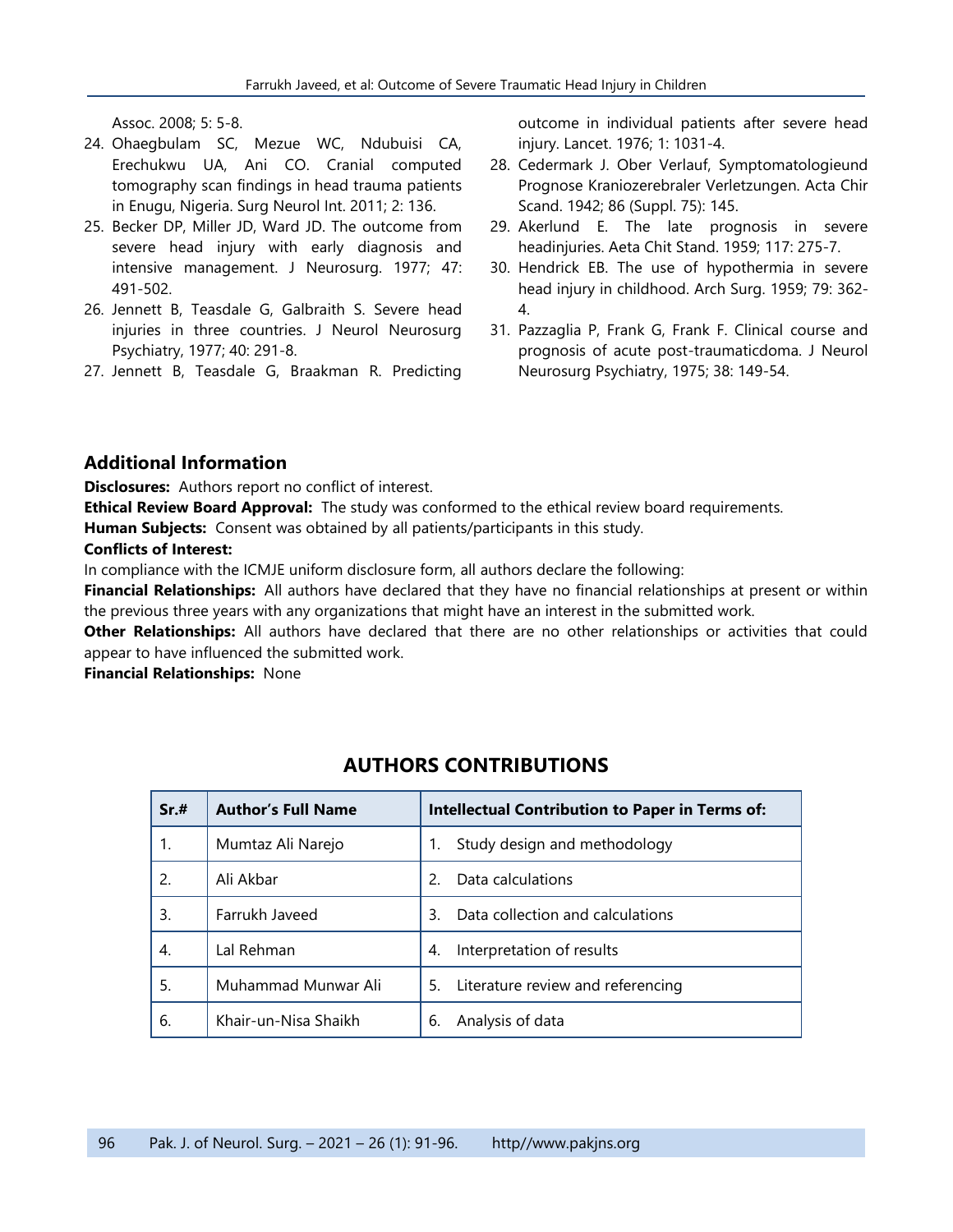Assoc. 2008; 5: 5-8.

24. Ohaegbulam SC, Mezue WC, Ndubuisi CA, Erechukwu UA, Ani CO. Cranial computed tomography scan findings in head trauma patients in Enugu, Nigeria. Surg Neurol Int. 2011; 2: 136.
25. Becker DP, Miller JD, Ward JD. The outcome from severe head injury with early diagnosis and intensive management. J Neurosurg. 1977; 47: 491-502.
26. Jennett B, Teasdale G, Galbraith S. Severe head injuries in three countries. J Neurol Neurosurg Psychiatry, 1977; 40: 291-8.
27. Jennett B, Teasdale G, Braakman R. Predicting outcome in individual patients after severe head injury. Lancet. 1976; 1: 1031-4.
28. Cedermark J. Ober Verlauf, Symptomatologieund Prognose Kraniozerebraler Verletzungen. Acta Chir Scand. 1942; 86 (Suppl. 75): 145.
29. Akerlund E. The late prognosis in severe headinjuries. Aeta Chit Stand. 1959; 117: 275-7.
30. Hendrick EB. The use of hypothermia in severe head injury in childhood. Arch Surg. 1959; 79: 362-4.
31. Pazzaglia P, Frank G, Frank F. Clinical course and prognosis of acute post-traumaticdoma. J Neurol Neurosurg Psychiatry, 1975; 38: 149-54.

## Additional Information

**Disclosures:** Authors report no conflict of interest.

**Ethical Review Board Approval:** The study was conformed to the ethical review board requirements.

**Human Subjects:** Consent was obtained by all patients/participants in this study.

**Conflicts of Interest:**

In compliance with the ICMJE uniform disclosure form, all authors declare the following:

**Financial Relationships:** All authors have declared that they have no financial relationships at present or within the previous three years with any organizations that might have an interest in the submitted work.

**Other Relationships:** All authors have declared that there are no other relationships or activities that could appear to have influenced the submitted work.

**Financial Relationships:** None

## AUTHORS CONTRIBUTIONS

| Sr.# | Author's Full Name | Intellectual Contribution to Paper in Terms of: |
|---|---|---|
| 1. | Mumtaz Ali Narejo | 1. Study design and methodology |
| 2. | Ali Akbar | 2. Data calculations |
| 3. | Farrukh Javeed | 3. Data collection and calculations |
| 4. | Lal Rehman | 4. Interpretation of results |
| 5. | Muhammad Munwar Ali | 5. Literature review and referencing |
| 6. | Khair-un-Nisa Shaikh | 6. Analysis of data |